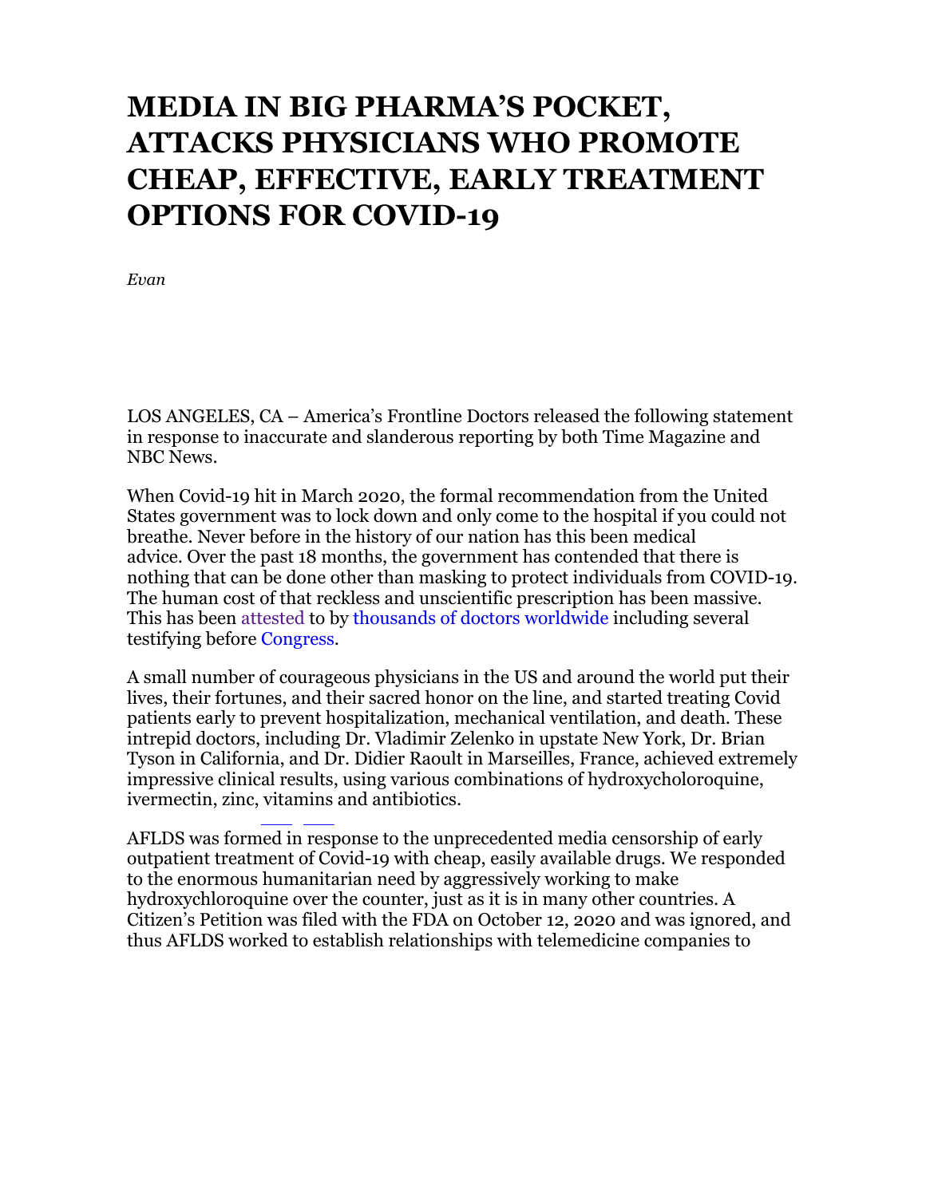# MEDIA IN BIG PHARMA'S POCKET, ATTACKS PHYSICIANS WHO PROMOTE CHEAP, EFFECTIVE, EARLY TREATMENT OPTIONS FOR COVID-19

*Evan*

LOS ANGELES, CA – America's Frontline Doctors released the following statement in response to inaccurate and slanderous reporting by both Time Magazine and NBC News.

When Covid-19 hit in March 2020, the formal recommendation from the United States government was to lock down and only come to the hospital if you could not breathe. Never before in the history of our nation has this been medical advice. Over the past 18 months, the government has contended that there is nothing that can be done other than masking to protect individuals from COVID-19. The human cost of that reckless and unscientific prescription has been massive. This has been attested to by thousands of doctors worldwide including several testifying before Congress.

A small number of courageous physicians in the US and around the world put their lives, their fortunes, and their sacred honor on the line, and started treating Covid patients early to prevent hospitalization, mechanical ventilation, and death. These intrepid doctors, including Dr. Vladimir Zelenko in upstate New York, Dr. Brian Tyson in California, and Dr. Didier Raoult in Marseilles, France, achieved extremely impressive clinical results, using various combinations of hydroxycholoroquine, ivermectin, zinc, vitamins and antibiotics.

AFLDS was formed in response to the unprecedented media censorship of early outpatient treatment of Covid-19 with cheap, easily available drugs. We responded to the enormous humanitarian need by aggressively working to make hydroxychloroquine over the counter, just as it is in many other countries. A Citizen's Petition was filed with the FDA on October 12, 2020 and was ignored, and thus AFLDS worked to establish relationships with telemedicine companies to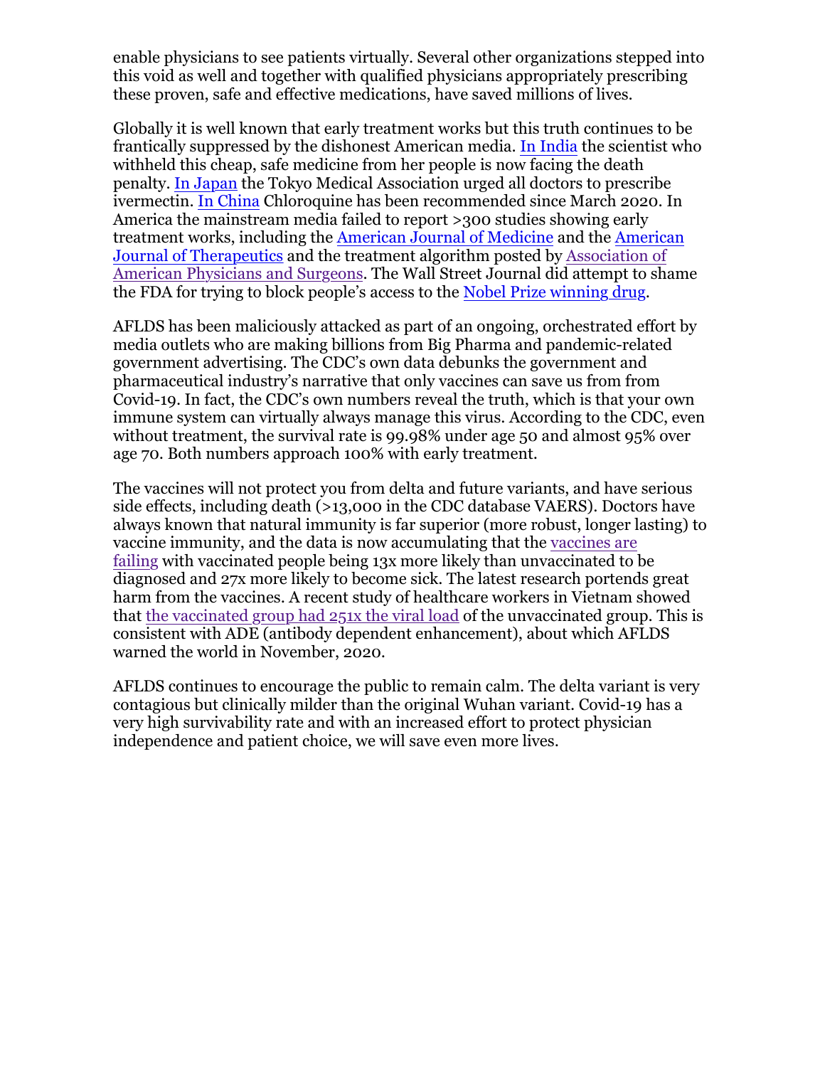enable physicians to see patients virtually. Several other organizations stepped into this void as well and together with qualified physicians appropriately prescribing these proven, safe and effective medications, have saved millions of lives.

Globally it is well known that early treatment works but this truth continues to be frantically suppressed by the dishonest American media. In India the scientist who withheld this cheap, safe medicine from her people is now facing the death penalty. In Japan the Tokyo Medical Association urged all doctors to prescribe ivermectin. In China Chloroquine has been recommended since March 2020. In America the mainstream media failed to report >300 studies showing early treatment works, including the American Journal of Medicine and the American Journal of Therapeutics and the treatment algorithm posted by Association of American Physicians and Surgeons. The Wall Street Journal did attempt to shame the FDA for trying to block people's access to the Nobel Prize winning drug.

AFLDS has been maliciously attacked as part of an ongoing, orchestrated effort by media outlets who are making billions from Big Pharma and pandemic-related government advertising. The CDC's own data debunks the government and pharmaceutical industry's narrative that only vaccines can save us from from Covid-19. In fact, the CDC's own numbers reveal the truth, which is that your own immune system can virtually always manage this virus. According to the CDC, even without treatment, the survival rate is 99.98% under age 50 and almost 95% over age 70. Both numbers approach 100% with early treatment.

The vaccines will not protect you from delta and future variants, and have serious side effects, including death (>13,000 in the CDC database VAERS). Doctors have always known that natural immunity is far superior (more robust, longer lasting) to vaccine immunity, and the data is now accumulating that the vaccines are failing with vaccinated people being 13x more likely than unvaccinated to be diagnosed and 27x more likely to become sick. The latest research portends great harm from the vaccines. A recent study of healthcare workers in Vietnam showed that the vaccinated group had 251x the viral load of the unvaccinated group. This is consistent with ADE (antibody dependent enhancement), about which AFLDS warned the world in November, 2020.

AFLDS continues to encourage the public to remain calm. The delta variant is very contagious but clinically milder than the original Wuhan variant. Covid-19 has a very high survivability rate and with an increased effort to protect physician independence and patient choice, we will save even more lives.